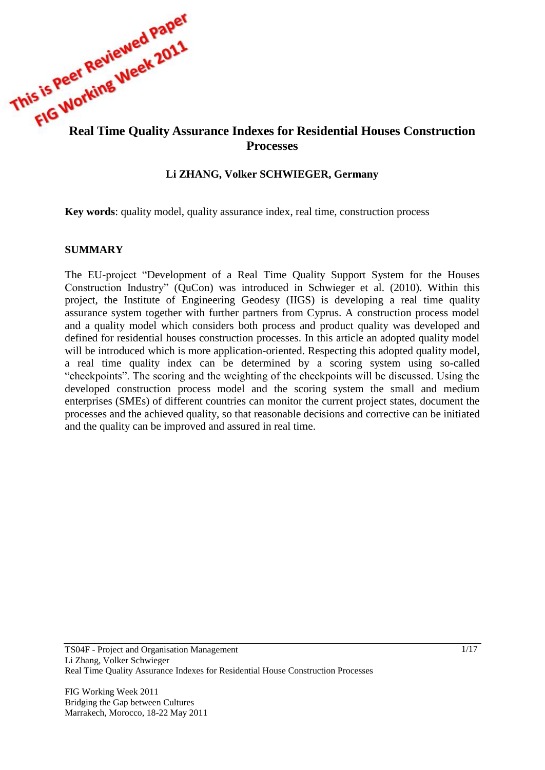This is Peer Reviewed Paper
FIG Working Week 2011

# Real Time Quality Assurance Indexes for Residential Houses Construction Processes

**Li ZHANG, Volker SCHWIEGER, Germany**

**Key words**: quality model, quality assurance index, real time, construction process

## SUMMARY

The EU-project "Development of a Real Time Quality Support System for the Houses Construction Industry" (QuCon) was introduced in Schwieger et al. (2010). Within this project, the Institute of Engineering Geodesy (IIGS) is developing a real time quality assurance system together with further partners from Cyprus. A construction process model and a quality model which considers both process and product quality was developed and defined for residential houses construction processes. In this article an adopted quality model will be introduced which is more application-oriented. Respecting this adopted quality model, a real time quality index can be determined by a scoring system using so-called "checkpoints". The scoring and the weighting of the checkpoints will be discussed. Using the developed construction process model and the scoring system the small and medium enterprises (SMEs) of different countries can monitor the current project states, document the processes and the achieved quality, so that reasonable decisions and corrective can be initiated and the quality can be improved and assured in real time.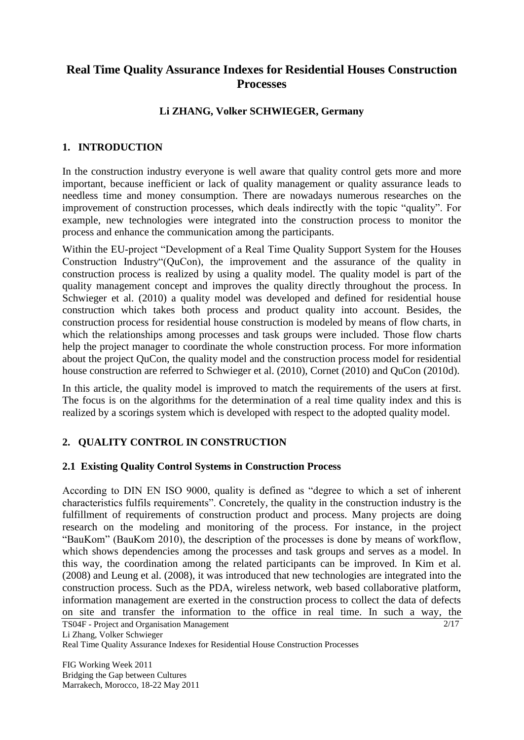# Real Time Quality Assurance Indexes for Residential Houses Construction Processes

**Li ZHANG, Volker SCHWIEGER, Germany**

## 1. INTRODUCTION

In the construction industry everyone is well aware that quality control gets more and more important, because inefficient or lack of quality management or quality assurance leads to needless time and money consumption. There are nowadays numerous researches on the improvement of construction processes, which deals indirectly with the topic "quality". For example, new technologies were integrated into the construction process to monitor the process and enhance the communication among the participants.

Within the EU-project "Development of a Real Time Quality Support System for the Houses Construction Industry"(QuCon), the improvement and the assurance of the quality in construction process is realized by using a quality model. The quality model is part of the quality management concept and improves the quality directly throughout the process. In Schwieger et al. (2010) a quality model was developed and defined for residential house construction which takes both process and product quality into account. Besides, the construction process for residential house construction is modeled by means of flow charts, in which the relationships among processes and task groups were included. Those flow charts help the project manager to coordinate the whole construction process. For more information about the project QuCon, the quality model and the construction process model for residential house construction are referred to Schwieger et al. (2010), Cornet (2010) and QuCon (2010d).

In this article, the quality model is improved to match the requirements of the users at first. The focus is on the algorithms for the determination of a real time quality index and this is realized by a scorings system which is developed with respect to the adopted quality model.

## 2. QUALITY CONTROL IN CONSTRUCTION

### 2.1 Existing Quality Control Systems in Construction Process

According to DIN EN ISO 9000, quality is defined as "degree to which a set of inherent characteristics fulfils requirements". Concretely, the quality in the construction industry is the fulfillment of requirements of construction product and process. Many projects are doing research on the modeling and monitoring of the process. For instance, in the project "BauKom" (BauKom 2010), the description of the processes is done by means of workflow, which shows dependencies among the processes and task groups and serves as a model. In this way, the coordination among the related participants can be improved. In Kim et al. (2008) and Leung et al. (2008), it was introduced that new technologies are integrated into the construction process. Such as the PDA, wireless network, web based collaborative platform, information management are exerted in the construction process to collect the data of defects on site and transfer the information to the office in real time. In such a way, the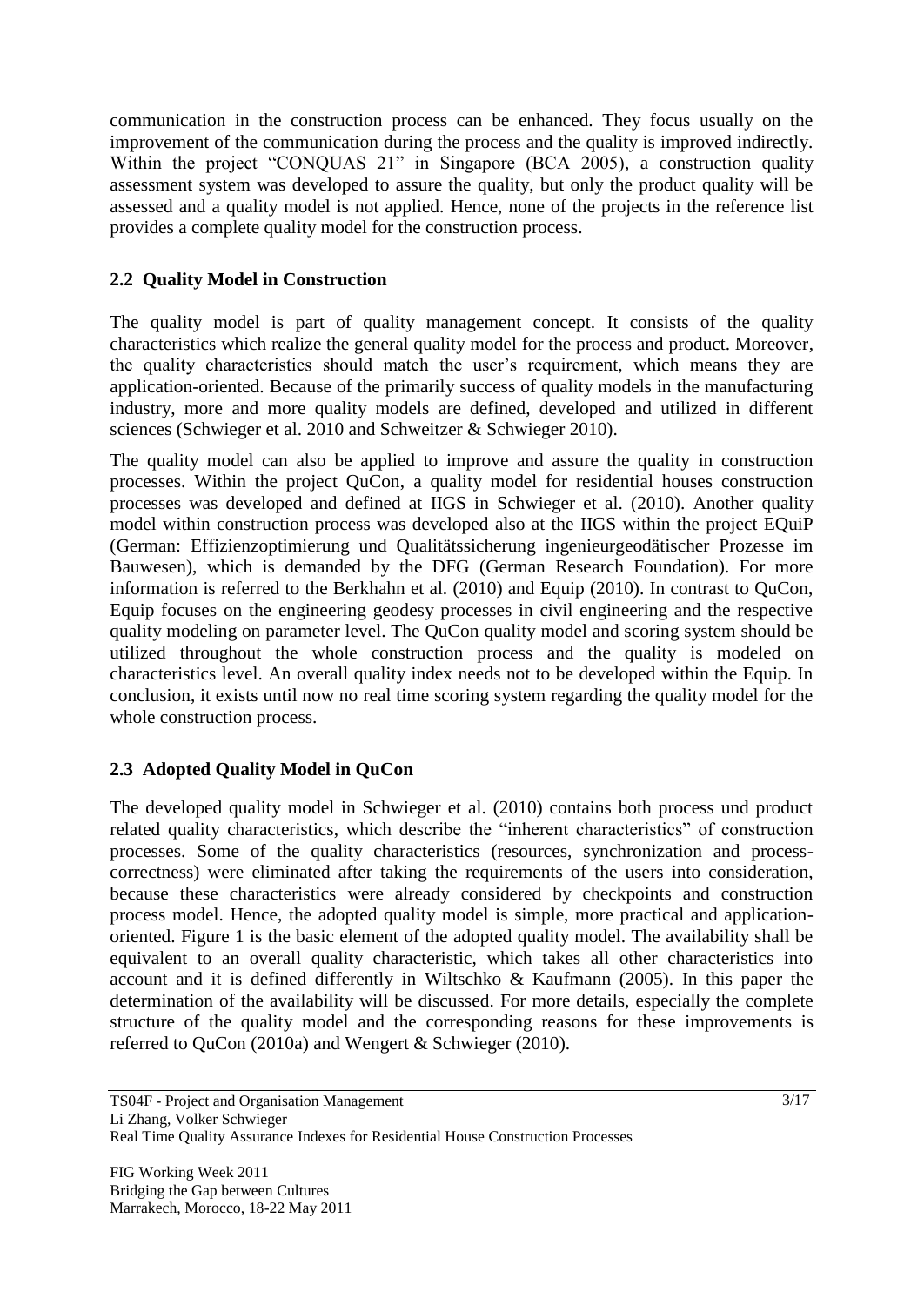communication in the construction process can be enhanced. They focus usually on the improvement of the communication during the process and the quality is improved indirectly. Within the project "CONQUAS 21" in Singapore (BCA 2005), a construction quality assessment system was developed to assure the quality, but only the product quality will be assessed and a quality model is not applied. Hence, none of the projects in the reference list provides a complete quality model for the construction process.

## 2.2 Quality Model in Construction

The quality model is part of quality management concept. It consists of the quality characteristics which realize the general quality model for the process and product. Moreover, the quality characteristics should match the user's requirement, which means they are application-oriented. Because of the primarily success of quality models in the manufacturing industry, more and more quality models are defined, developed and utilized in different sciences (Schwieger et al. 2010 and Schweitzer & Schwieger 2010).

The quality model can also be applied to improve and assure the quality in construction processes. Within the project QuCon, a quality model for residential houses construction processes was developed and defined at IIGS in Schwieger et al. (2010). Another quality model within construction process was developed also at the IIGS within the project EQuiP (German: Effizienzoptimierung und Qualitätssicherung ingenieurgeodätischer Prozesse im Bauwesen), which is demanded by the DFG (German Research Foundation). For more information is referred to the Berkhahn et al. (2010) and Equip (2010). In contrast to QuCon, Equip focuses on the engineering geodesy processes in civil engineering and the respective quality modeling on parameter level. The QuCon quality model and scoring system should be utilized throughout the whole construction process and the quality is modeled on characteristics level. An overall quality index needs not to be developed within the Equip. In conclusion, it exists until now no real time scoring system regarding the quality model for the whole construction process.

## 2.3 Adopted Quality Model in QuCon

The developed quality model in Schwieger et al. (2010) contains both process und product related quality characteristics, which describe the "inherent characteristics" of construction processes. Some of the quality characteristics (resources, synchronization and process-correctness) were eliminated after taking the requirements of the users into consideration, because these characteristics were already considered by checkpoints and construction process model. Hence, the adopted quality model is simple, more practical and application-oriented. Figure 1 is the basic element of the adopted quality model. The availability shall be equivalent to an overall quality characteristic, which takes all other characteristics into account and it is defined differently in Wiltschko & Kaufmann (2005). In this paper the determination of the availability will be discussed. For more details, especially the complete structure of the quality model and the corresponding reasons for these improvements is referred to QuCon (2010a) and Wengert & Schwieger (2010).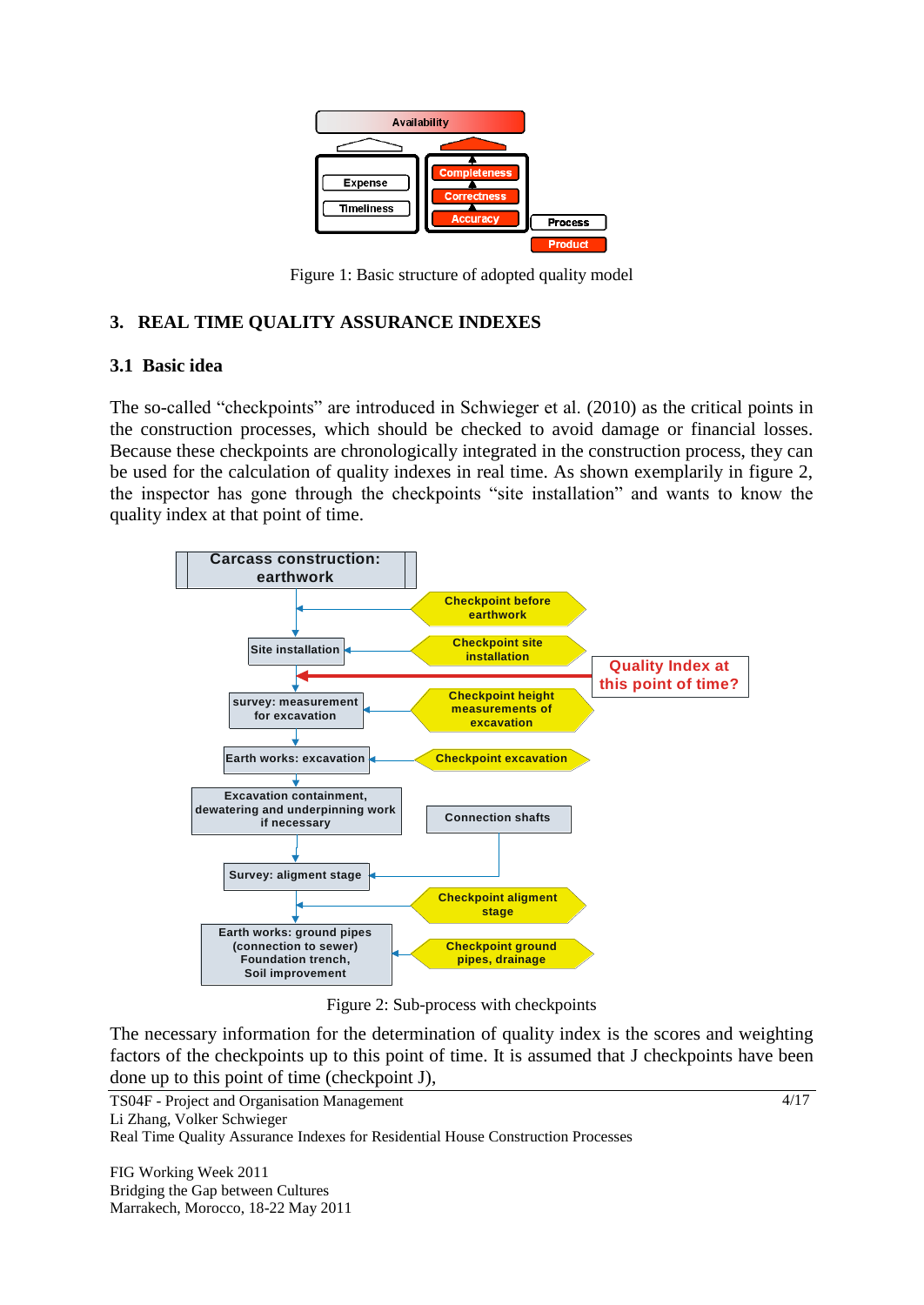Figure 1: Basic structure of adopted quality model

## 3. REAL TIME QUALITY ASSURANCE INDEXES

### 3.1 Basic idea

The so-called "checkpoints" are introduced in Schwieger et al. (2010) as the critical points in the construction processes, which should be checked to avoid damage or financial losses. Because these checkpoints are chronologically integrated in the construction process, they can be used for the calculation of quality indexes in real time. As shown exemplarily in figure 2, the inspector has gone through the checkpoints "site installation" and wants to know the quality index at that point of time.

Figure 2: Sub-process with checkpoints

The necessary information for the determination of quality index is the scores and weighting factors of the checkpoints up to this point of time. It is assumed that J checkpoints have been done up to this point of time (checkpoint J),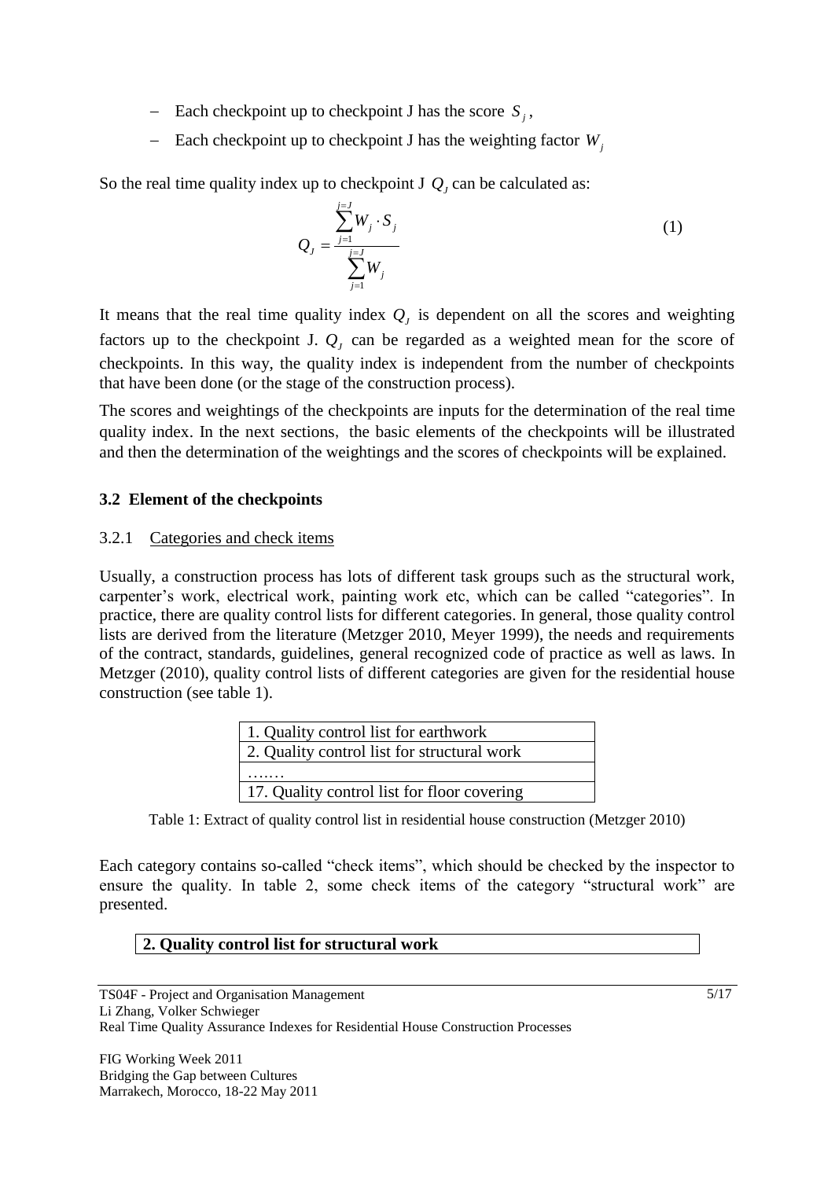- Each checkpoint up to checkpoint J has the score $S_j$,
- Each checkpoint up to checkpoint J has the weighting factor $W_j$

So the real time quality index up to checkpoint J $Q_J$ can be calculated as:

$$Q_J = \frac{\sum_{j=1}^{j=J} W_j \cdot S_j}{\sum_{j=1}^{j=J} W_j} \tag{1}$$

It means that the real time quality index $Q_J$ is dependent on all the scores and weighting factors up to the checkpoint J. $Q_J$ can be regarded as a weighted mean for the score of checkpoints. In this way, the quality index is independent from the number of checkpoints that have been done (or the stage of the construction process).

The scores and weightings of the checkpoints are inputs for the determination of the real time quality index. In the next sections, the basic elements of the checkpoints will be illustrated and then the determination of the weightings and the scores of checkpoints will be explained.

### 3.2 Element of the checkpoints

#### 3.2.1 Categories and check items

Usually, a construction process has lots of different task groups such as the structural work, carpenter's work, electrical work, painting work etc, which can be called "categories". In practice, there are quality control lists for different categories. In general, those quality control lists are derived from the literature (Metzger 2010, Meyer 1999), the needs and requirements of the contract, standards, guidelines, general recognized code of practice as well as laws. In Metzger (2010), quality control lists of different categories are given for the residential house construction (see table 1).

| 1. Quality control list for earthwork |
|---|
| 2. Quality control list for structural work |
| ……. |
| 17. Quality control list for floor covering |

Table 1: Extract of quality control list in residential house construction (Metzger 2010)

Each category contains so-called "check items", which should be checked by the inspector to ensure the quality. In table 2, some check items of the category "structural work" are presented.

| **2. Quality control list for structural work** |
|---|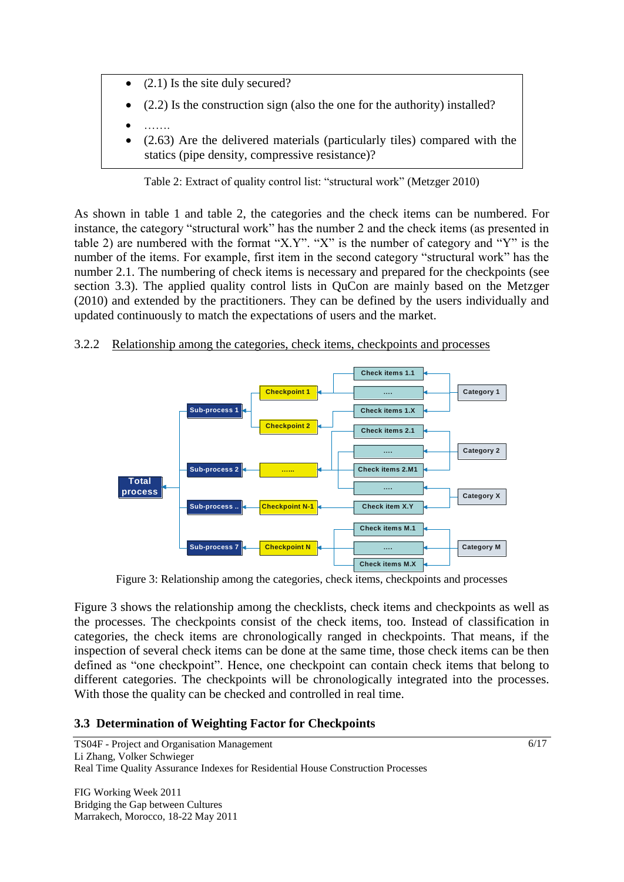- (2.1) Is the site duly secured?
- (2.2) Is the construction sign (also the one for the authority) installed?
- …….
- (2.63) Are the delivered materials (particularly tiles) compared with the statics (pipe density, compressive resistance)?

Table 2: Extract of quality control list: "structural work" (Metzger 2010)

As shown in table 1 and table 2, the categories and the check items can be numbered. For instance, the category "structural work" has the number 2 and the check items (as presented in table 2) are numbered with the format "X.Y". "X" is the number of category and "Y" is the number of the items. For example, first item in the second category "structural work" has the number 2.1. The numbering of check items is necessary and prepared for the checkpoints (see section 3.3). The applied quality control lists in QuCon are mainly based on the Metzger (2010) and extended by the practitioners. They can be defined by the users individually and updated continuously to match the expectations of users and the market.

### 3.2.2 Relationship among the categories, check items, checkpoints and processes

Figure 3: Relationship among the categories, check items, checkpoints and processes

Figure 3 shows the relationship among the checklists, check items and checkpoints as well as the processes. The checkpoints consist of the check items, too. Instead of classification in categories, the check items are chronologically ranged in checkpoints. That means, if the inspection of several check items can be done at the same time, those check items can be then defined as "one checkpoint". Hence, one checkpoint can contain check items that belong to different categories. The checkpoints will be chronologically integrated into the processes. With those the quality can be checked and controlled in real time.

## 3.3 Determination of Weighting Factor for Checkpoints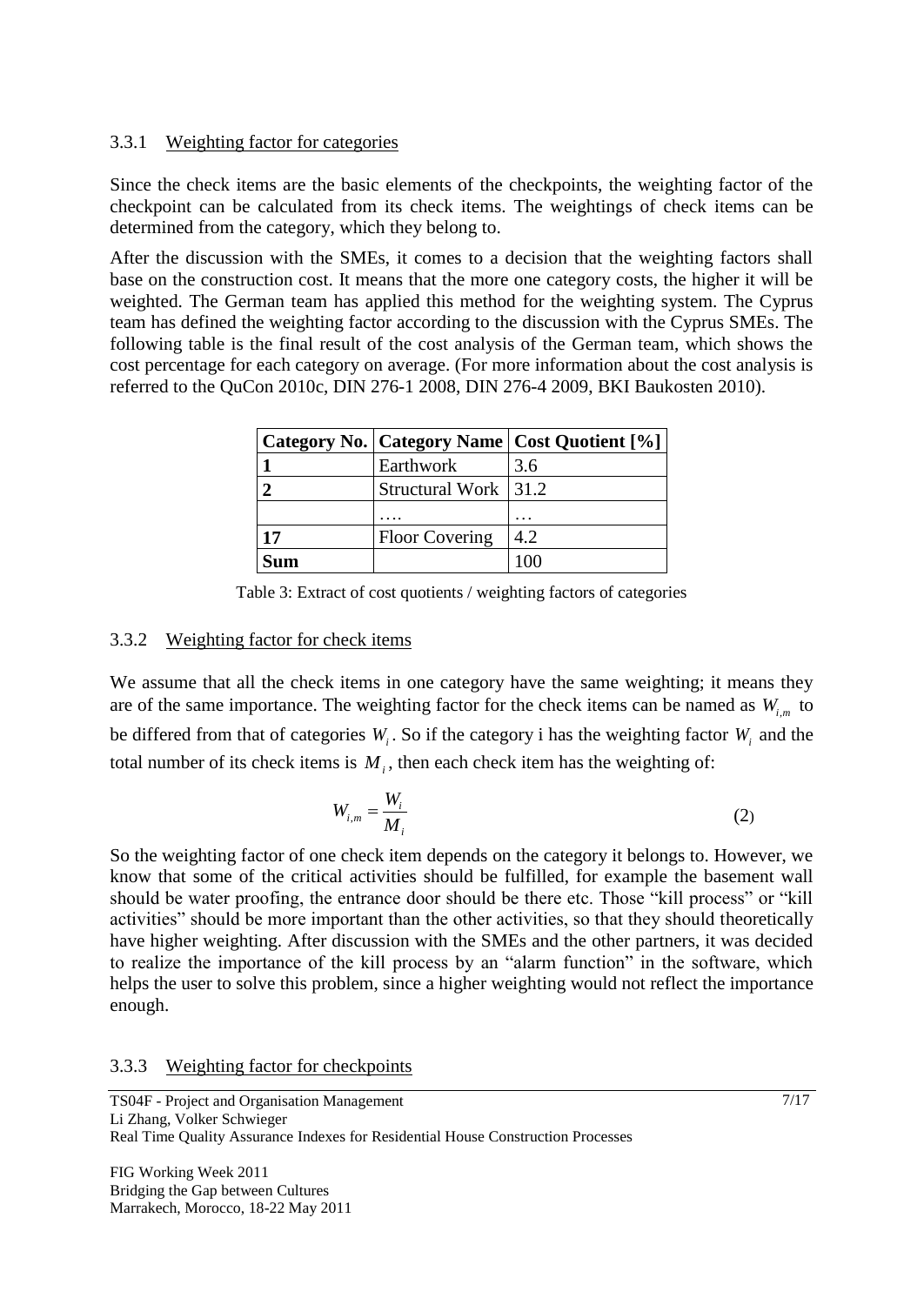#### 3.3.1 Weighting factor for categories

Since the check items are the basic elements of the checkpoints, the weighting factor of the checkpoint can be calculated from its check items. The weightings of check items can be determined from the category, which they belong to.

After the discussion with the SMEs, it comes to a decision that the weighting factors shall base on the construction cost. It means that the more one category costs, the higher it will be weighted. The German team has applied this method for the weighting system. The Cyprus team has defined the weighting factor according to the discussion with the Cyprus SMEs. The following table is the final result of the cost analysis of the German team, which shows the cost percentage for each category on average. (For more information about the cost analysis is referred to the QuCon 2010c, DIN 276-1 2008, DIN 276-4 2009, BKI Baukosten 2010).

| Category No. | Category Name | Cost Quotient [%] |
|---|---|---|
| **1** | Earthwork | 3.6 |
| **2** | Structural Work | 31.2 |
| | …. | … |
| **17** | Floor Covering | 4.2 |
| **Sum** | | 100 |

Table 3: Extract of cost quotients / weighting factors of categories

#### 3.3.2 Weighting factor for check items

We assume that all the check items in one category have the same weighting; it means they are of the same importance. The weighting factor for the check items can be named as $W_{i,m}$ to be differed from that of categories $W_i$. So if the category i has the weighting factor $W_i$ and the total number of its check items is $M_i$, then each check item has the weighting of:

$$W_{i,m} = \frac{W_i}{M_i} \tag{2}$$

So the weighting factor of one check item depends on the category it belongs to. However, we know that some of the critical activities should be fulfilled, for example the basement wall should be water proofing, the entrance door should be there etc. Those "kill process" or "kill activities" should be more important than the other activities, so that they should theoretically have higher weighting. After discussion with the SMEs and the other partners, it was decided to realize the importance of the kill process by an "alarm function" in the software, which helps the user to solve this problem, since a higher weighting would not reflect the importance enough.

#### 3.3.3 Weighting factor for checkpoints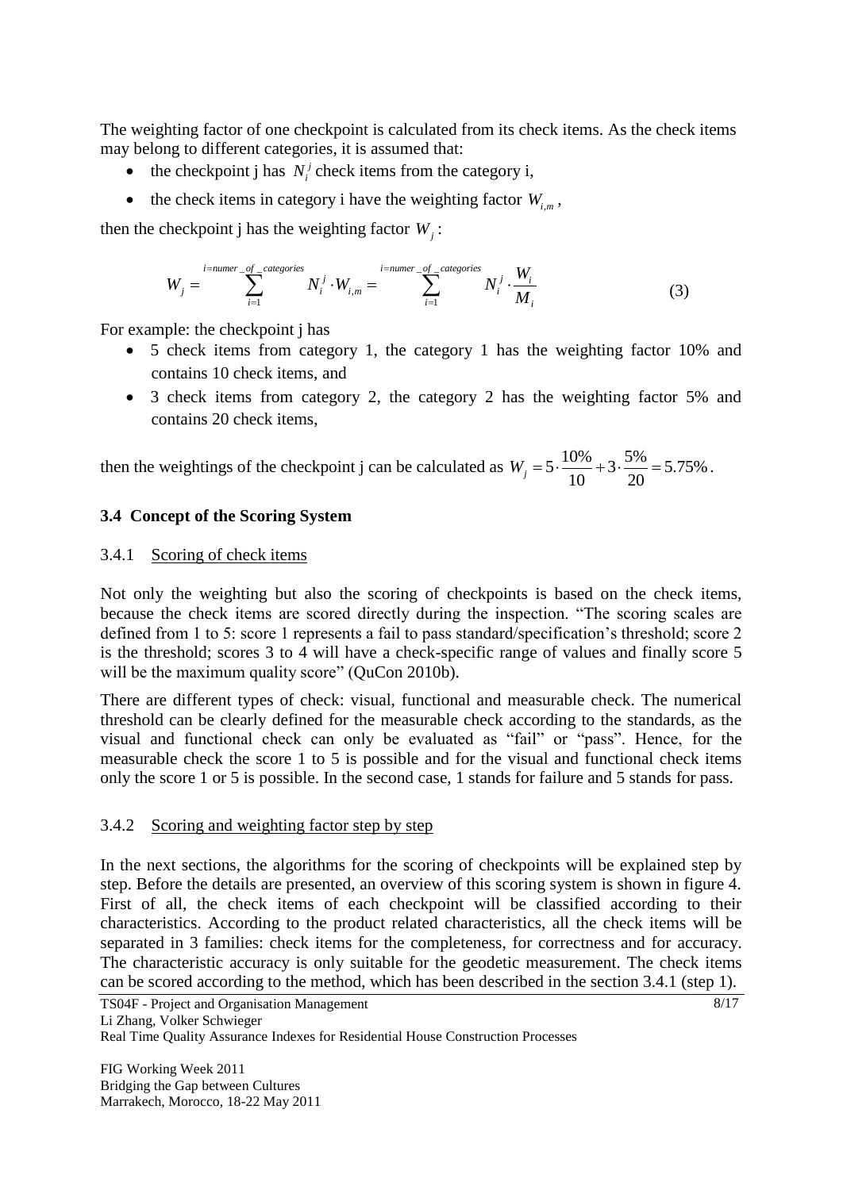The weighting factor of one checkpoint is calculated from its check items. As the check items may belong to different categories, it is assumed that:

- the checkpoint j has $N_i^j$ check items from the category i,
- the check items in category i have the weighting factor $W_{i,m}$,

then the checkpoint j has the weighting factor $W_j$:

$$W_j = \sum_{i=1}^{i=numer\_of\_categories} N_i^j \cdot W_{i,m} = \sum_{i=1}^{i=numer\_of\_categories} N_i^j \cdot \frac{W_i}{M_i} \tag{3}$$

For example: the checkpoint j has

- 5 check items from category 1, the category 1 has the weighting factor 10% and contains 10 check items, and
- 3 check items from category 2, the category 2 has the weighting factor 5% and contains 20 check items,

then the weightings of the checkpoint j can be calculated as $W_j = 5 \cdot \frac{10\%}{10} + 3 \cdot \frac{5\%}{20} = 5.75\%$.

### 3.4 Concept of the Scoring System

#### 3.4.1 Scoring of check items

Not only the weighting but also the scoring of checkpoints is based on the check items, because the check items are scored directly during the inspection. "The scoring scales are defined from 1 to 5: score 1 represents a fail to pass standard/specification's threshold; score 2 is the threshold; scores 3 to 4 will have a check-specific range of values and finally score 5 will be the maximum quality score" (QuCon 2010b).

There are different types of check: visual, functional and measurable check. The numerical threshold can be clearly defined for the measurable check according to the standards, as the visual and functional check can only be evaluated as "fail" or "pass". Hence, for the measurable check the score 1 to 5 is possible and for the visual and functional check items only the score 1 or 5 is possible. In the second case, 1 stands for failure and 5 stands for pass.

#### 3.4.2 Scoring and weighting factor step by step

In the next sections, the algorithms for the scoring of checkpoints will be explained step by step. Before the details are presented, an overview of this scoring system is shown in figure 4. First of all, the check items of each checkpoint will be classified according to their characteristics. According to the product related characteristics, all the check items will be separated in 3 families: check items for the completeness, for correctness and for accuracy. The characteristic accuracy is only suitable for the geodetic measurement. The check items can be scored according to the method, which has been described in the section 3.4.1 (step 1).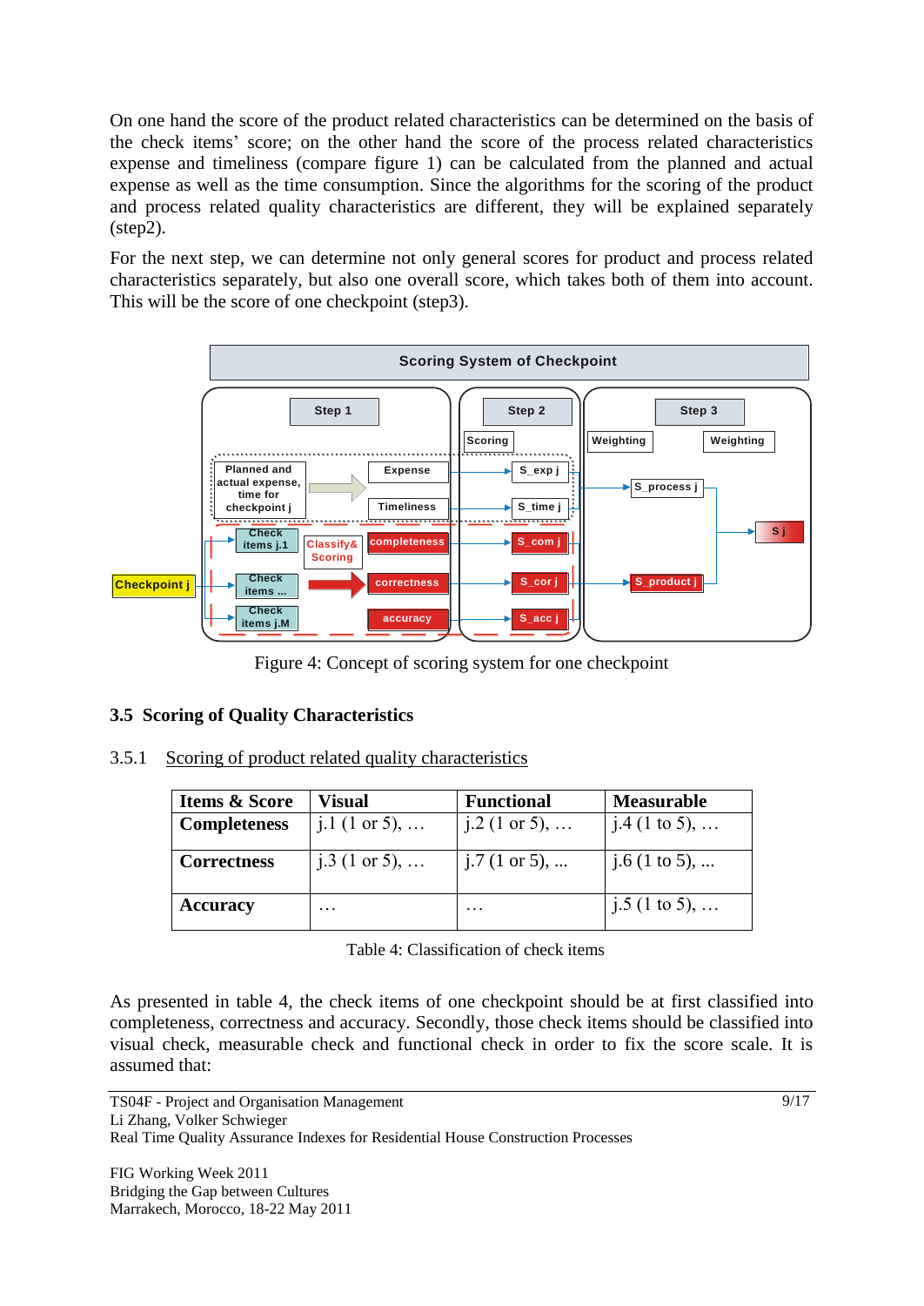On one hand the score of the product related characteristics can be determined on the basis of the check items' score; on the other hand the score of the process related characteristics expense and timeliness (compare figure 1) can be calculated from the planned and actual expense as well as the time consumption. Since the algorithms for the scoring of the product and process related quality characteristics are different, they will be explained separately (step2).

For the next step, we can determine not only general scores for product and process related characteristics separately, but also one overall score, which takes both of them into account. This will be the score of one checkpoint (step3).

Figure 4: Concept of scoring system for one checkpoint

## 3.5 Scoring of Quality Characteristics

### 3.5.1 Scoring of product related quality characteristics

| **Items & Score** | **Visual** | **Functional** | **Measurable** |
|---|---|---|---|
| **Completeness** | j.1 (1 or 5), … | j.2 (1 or 5), … | j.4 (1 to 5), … |
| **Correctness** | j.3 (1 or 5), … | j.7 (1 or 5), ... | j.6 (1 to 5), ... |
| **Accuracy** | … | … | j.5 (1 to 5), … |

Table 4: Classification of check items

As presented in table 4, the check items of one checkpoint should be at first classified into completeness, correctness and accuracy. Secondly, those check items should be classified into visual check, measurable check and functional check in order to fix the score scale. It is assumed that: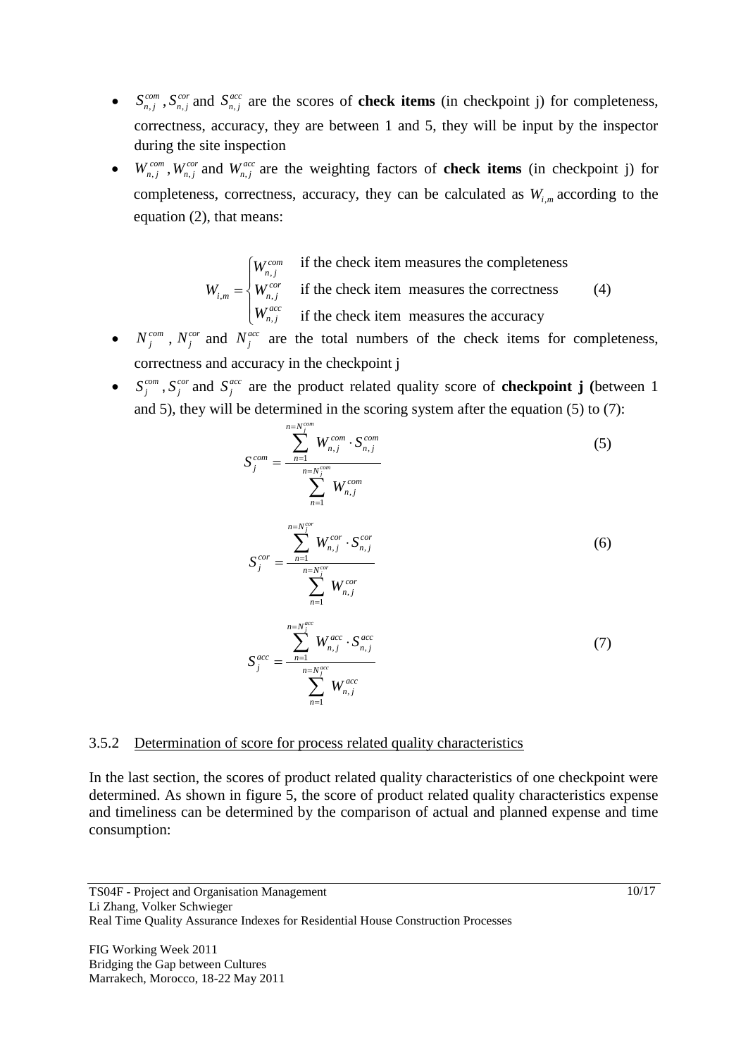- $S_{n,j}^{com}$, $S_{n,j}^{cor}$ and $S_{n,j}^{acc}$ are the scores of **check items** (in checkpoint j) for completeness, correctness, accuracy, they are between 1 and 5, they will be input by the inspector during the site inspection
- $W_{n,j}^{com}$, $W_{n,j}^{cor}$ and $W_{n,j}^{acc}$ are the weighting factors of **check items** (in checkpoint j) for completeness, correctness, accuracy, they can be calculated as $W_{i,m}$ according to the equation (2), that means:

$$W_{i,m} = \begin{cases} W_{n,j}^{com} & \text{if the check item measures the completeness} \\ W_{n,j}^{cor} & \text{if the check item measures the correctness} \\ W_{n,j}^{acc} & \text{if the check item measures the accuracy} \end{cases} \quad (4)$$

- $N_j^{com}$, $N_j^{cor}$ and $N_j^{acc}$ are the total numbers of the check items for completeness, correctness and accuracy in the checkpoint j
- $S_j^{com}$, $S_j^{cor}$ and $S_j^{acc}$ are the product related quality score of **checkpoint j (**between 1 and 5), they will be determined in the scoring system after the equation (5) to (7):

$$S_j^{com} = \frac{\sum_{n=1}^{n=N_j^{com}} W_{n,j}^{com} \cdot S_{n,j}^{com}}{\sum_{n=1}^{n=N_j^{com}} W_{n,j}^{com}} \quad (5)$$

$$S_j^{cor} = \frac{\sum_{n=1}^{n=N_j^{cor}} W_{n,j}^{cor} \cdot S_{n,j}^{cor}}{\sum_{n=1}^{n=N_j^{cor}} W_{n,j}^{cor}} \quad (6)$$

$$S_j^{acc} = \frac{\sum_{n=1}^{n=N_j^{acc}} W_{n,j}^{acc} \cdot S_{n,j}^{acc}}{\sum_{n=1}^{n=N_j^{acc}} W_{n,j}^{acc}} \quad (7)$$

### 3.5.2 Determination of score for process related quality characteristics

In the last section, the scores of product related quality characteristics of one checkpoint were determined. As shown in figure 5, the score of product related quality characteristics expense and timeliness can be determined by the comparison of actual and planned expense and time consumption: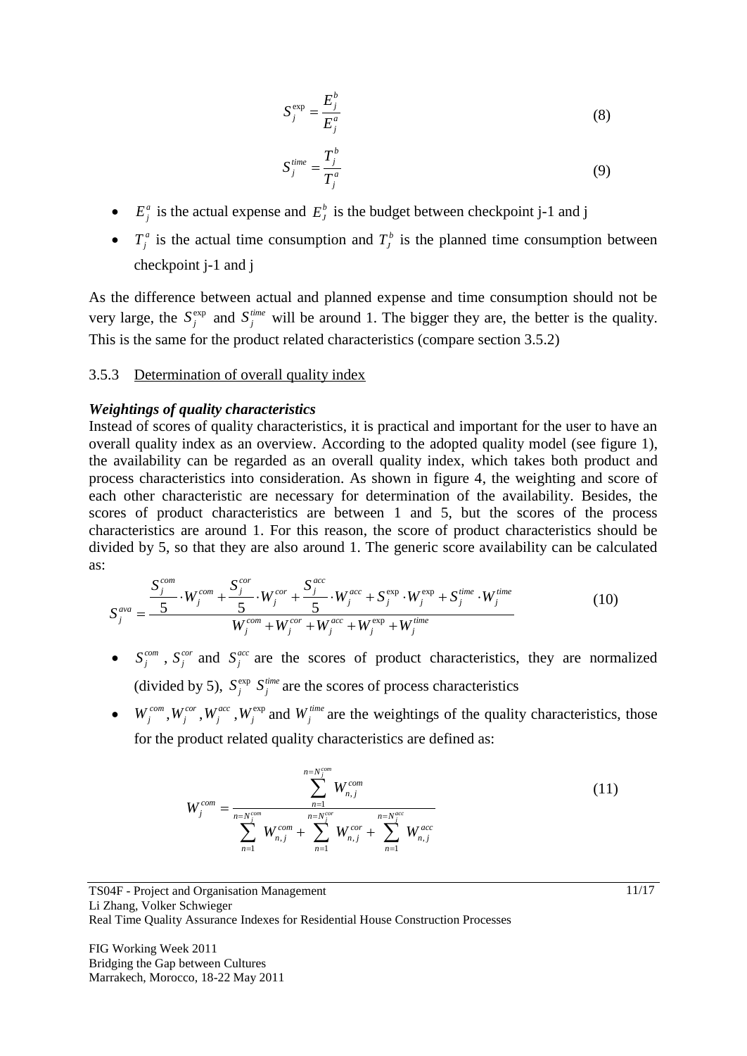$$S_j^{\exp} = \frac{E_j^b}{E_j^a} \tag{8}$$

$$S_j^{time} = \frac{T_j^b}{T_j^a} \tag{9}$$

- $E_j^a$ is the actual expense and $E_J^b$ is the budget between checkpoint j-1 and j
- $T_j^a$ is the actual time consumption and $T_J^b$ is the planned time consumption between checkpoint j-1 and j

As the difference between actual and planned expense and time consumption should not be very large, the $S_j^{\exp}$ and $S_j^{time}$ will be around 1. The bigger they are, the better is the quality. This is the same for the product related characteristics (compare section 3.5.2)

### 3.5.3 Determination of overall quality index

***Weightings of quality characteristics***

Instead of scores of quality characteristics, it is practical and important for the user to have an overall quality index as an overview. According to the adopted quality model (see figure 1), the availability can be regarded as an overall quality index, which takes both product and process characteristics into consideration. As shown in figure 4, the weighting and score of each other characteristic are necessary for determination of the availability. Besides, the scores of product characteristics are between 1 and 5, but the scores of the process characteristics are around 1. For this reason, the score of product characteristics should be divided by 5, so that they are also around 1. The generic score availability can be calculated as:

$$S_j^{ava} = \frac{\frac{S_j^{com}}{5} \cdot W_j^{com} + \frac{S_j^{cor}}{5} \cdot W_j^{cor} + \frac{S_j^{acc}}{5} \cdot W_j^{acc} + S_j^{\exp} \cdot W_j^{\exp} + S_j^{time} \cdot W_j^{time}}{W_j^{com} + W_j^{cor} + W_j^{acc} + W_j^{\exp} + W_j^{time}} \tag{10}$$

- $S_j^{com}$, $S_j^{cor}$ and $S_j^{acc}$ are the scores of product characteristics, they are normalized (divided by 5), $S_j^{\exp}$ $S_j^{time}$ are the scores of process characteristics
- $W_j^{com}, W_j^{cor}, W_j^{acc}, W_j^{\exp}$ and $W_j^{time}$ are the weightings of the quality characteristics, those for the product related quality characteristics are defined as:

$$W_j^{com} = \frac{\sum_{n=1}^{n=N_j^{com}} W_{n,j}^{com}}{\sum_{n=1}^{n=N_j^{com}} W_{n,j}^{com} + \sum_{n=1}^{n=N_j^{cor}} W_{n,j}^{cor} + \sum_{n=1}^{n=N_j^{acc}} W_{n,j}^{acc}} \tag{11}$$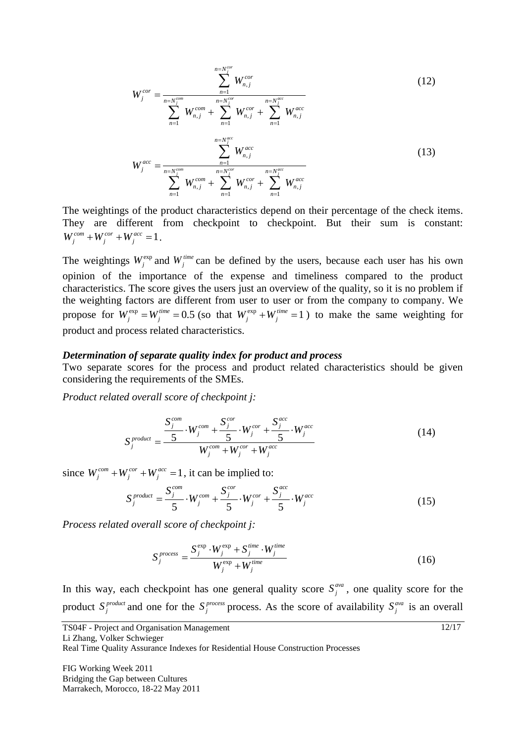$$W_j^{cor} = \frac{\sum_{n=1}^{n=N_j^{cor}} W_{n,j}^{cor}}{\sum_{n=1}^{n=N_j^{com}} W_{n,j}^{com} + \sum_{n=1}^{n=N_j^{cor}} W_{n,j}^{cor} + \sum_{n=1}^{n=N_j^{acc}} W_{n,j}^{acc}} \tag{12}$$

$$W_j^{acc} = \frac{\sum_{n=1}^{n=N_j^{acc}} W_{n,j}^{acc}}{\sum_{n=1}^{n=N_j^{com}} W_{n,j}^{com} + \sum_{n=1}^{n=N_j^{cor}} W_{n,j}^{cor} + \sum_{n=1}^{n=N_j^{acc}} W_{n,j}^{acc}} \tag{13}$$

The weightings of the product characteristics depend on their percentage of the check items. They are different from checkpoint to checkpoint. But their sum is constant: $W_j^{com} + W_j^{cor} + W_j^{acc} = 1$.

The weightings $W_j^{\exp}$ and $W_j^{time}$ can be defined by the users, because each user has his own opinion of the importance of the expense and timeliness compared to the product characteristics. The score gives the users just an overview of the quality, so it is no problem if the weighting factors are different from user to user or from the company to company. We propose for $W_j^{\exp} = W_j^{time} = 0.5$ (so that $W_j^{\exp} + W_j^{time} = 1$) to make the same weighting for product and process related characteristics.

***Determination of separate quality index for product and process***

Two separate scores for the process and product related characteristics should be given considering the requirements of the SMEs.

*Product related overall score of checkpoint j:*

$$S_j^{product} = \frac{\frac{S_j^{com}}{5} \cdot W_j^{com} + \frac{S_j^{cor}}{5} \cdot W_j^{cor} + \frac{S_j^{acc}}{5} \cdot W_j^{acc}}{W_j^{com} + W_j^{cor} + W_j^{acc}} \tag{14}$$

since $W_j^{com} + W_j^{cor} + W_j^{acc} = 1$, it can be implied to:

$$S_j^{product} = \frac{S_j^{com}}{5} \cdot W_j^{com} + \frac{S_j^{cor}}{5} \cdot W_j^{cor} + \frac{S_j^{acc}}{5} \cdot W_j^{acc} \tag{15}$$

*Process related overall score of checkpoint j:*

$$S_j^{process} = \frac{S_j^{\exp} \cdot W_j^{\exp} + S_j^{time} \cdot W_j^{time}}{W_j^{\exp} + W_j^{time}} \tag{16}$$

In this way, each checkpoint has one general quality score $S_j^{ava}$, one quality score for the product $S_j^{product}$ and one for the $S_j^{process}$ process. As the score of availability $S_j^{ava}$ is an overall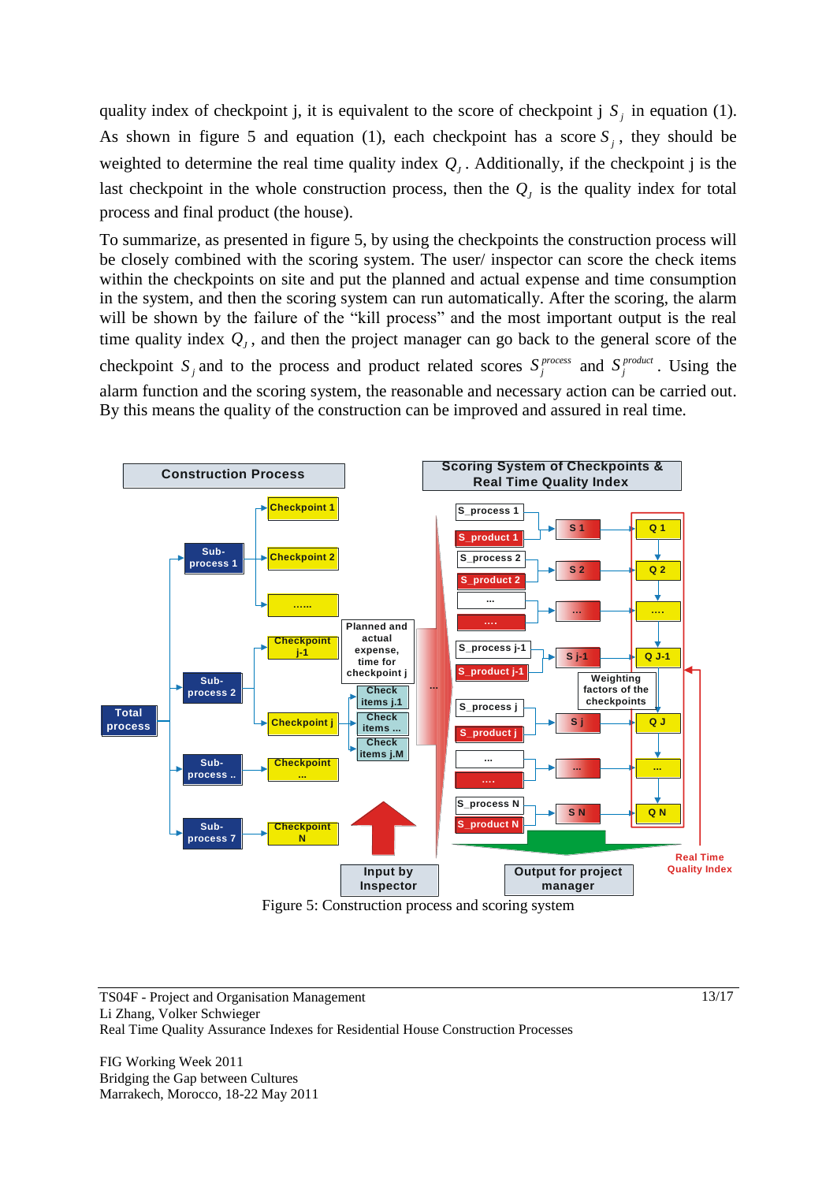quality index of checkpoint j, it is equivalent to the score of checkpoint j $S_j$ in equation (1). As shown in figure 5 and equation (1), each checkpoint has a score $S_j$, they should be weighted to determine the real time quality index $Q_J$. Additionally, if the checkpoint j is the last checkpoint in the whole construction process, then the $Q_J$ is the quality index for total process and final product (the house).

To summarize, as presented in figure 5, by using the checkpoints the construction process will be closely combined with the scoring system. The user/ inspector can score the check items within the checkpoints on site and put the planned and actual expense and time consumption in the system, and then the scoring system can run automatically. After the scoring, the alarm will be shown by the failure of the "kill process" and the most important output is the real time quality index $Q_J$, and then the project manager can go back to the general score of the checkpoint $S_j$ and to the process and product related scores $S_j^{process}$ and $S_j^{product}$. Using the alarm function and the scoring system, the reasonable and necessary action can be carried out. By this means the quality of the construction can be improved and assured in real time.

Figure 5: Construction process and scoring system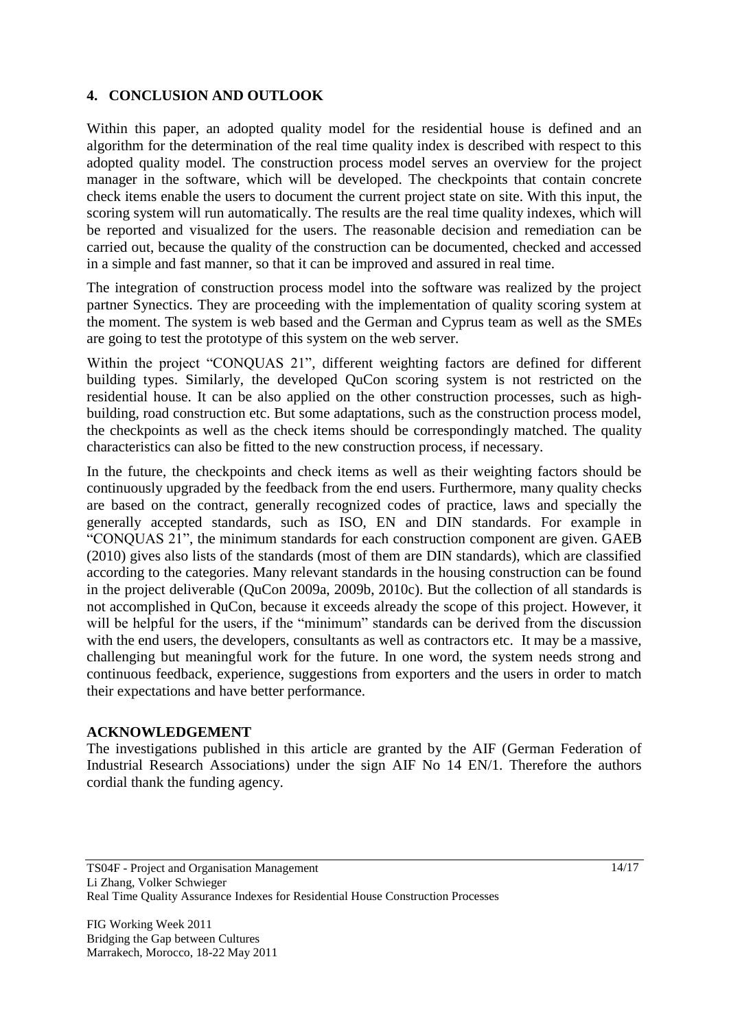## 4. CONCLUSION AND OUTLOOK

Within this paper, an adopted quality model for the residential house is defined and an algorithm for the determination of the real time quality index is described with respect to this adopted quality model. The construction process model serves an overview for the project manager in the software, which will be developed. The checkpoints that contain concrete check items enable the users to document the current project state on site. With this input, the scoring system will run automatically. The results are the real time quality indexes, which will be reported and visualized for the users. The reasonable decision and remediation can be carried out, because the quality of the construction can be documented, checked and accessed in a simple and fast manner, so that it can be improved and assured in real time.

The integration of construction process model into the software was realized by the project partner Synectics. They are proceeding with the implementation of quality scoring system at the moment. The system is web based and the German and Cyprus team as well as the SMEs are going to test the prototype of this system on the web server.

Within the project "CONQUAS 21", different weighting factors are defined for different building types. Similarly, the developed QuCon scoring system is not restricted on the residential house. It can be also applied on the other construction processes, such as high-building, road construction etc. But some adaptations, such as the construction process model, the checkpoints as well as the check items should be correspondingly matched. The quality characteristics can also be fitted to the new construction process, if necessary.

In the future, the checkpoints and check items as well as their weighting factors should be continuously upgraded by the feedback from the end users. Furthermore, many quality checks are based on the contract, generally recognized codes of practice, laws and specially the generally accepted standards, such as ISO, EN and DIN standards. For example in "CONQUAS 21", the minimum standards for each construction component are given. GAEB (2010) gives also lists of the standards (most of them are DIN standards), which are classified according to the categories. Many relevant standards in the housing construction can be found in the project deliverable (QuCon 2009a, 2009b, 2010c). But the collection of all standards is not accomplished in QuCon, because it exceeds already the scope of this project. However, it will be helpful for the users, if the "minimum" standards can be derived from the discussion with the end users, the developers, consultants as well as contractors etc. It may be a massive, challenging but meaningful work for the future. In one word, the system needs strong and continuous feedback, experience, suggestions from exporters and the users in order to match their expectations and have better performance.

**ACKNOWLEDGEMENT**

The investigations published in this article are granted by the AIF (German Federation of Industrial Research Associations) under the sign AIF No 14 EN/1. Therefore the authors cordial thank the funding agency.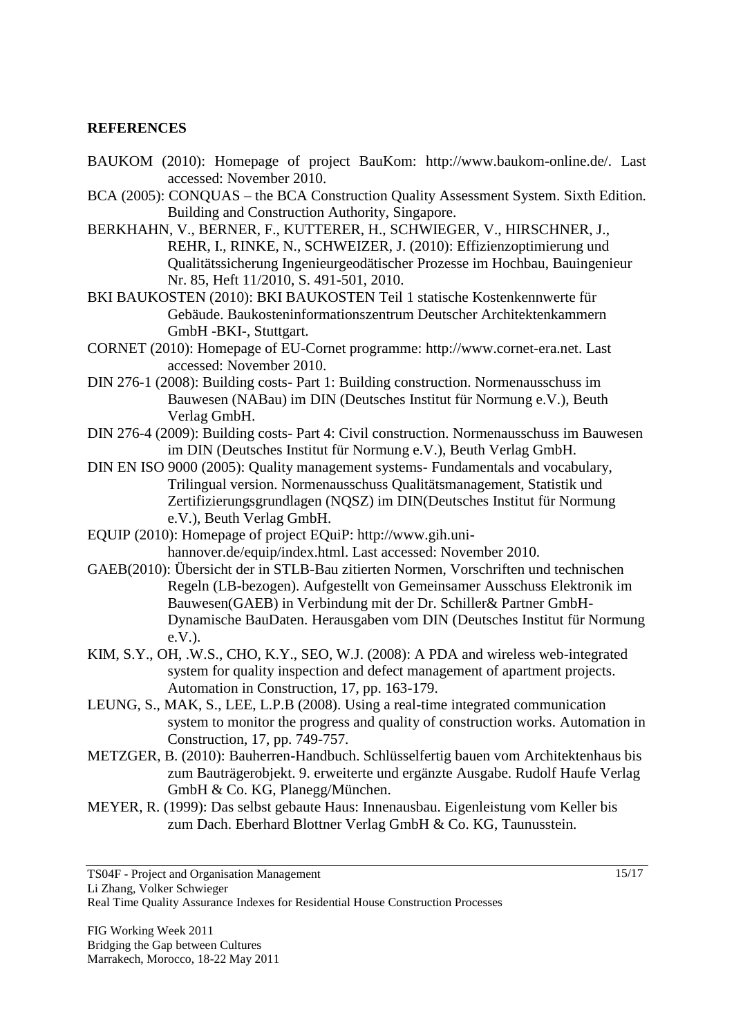**REFERENCES**

BAUKOM (2010): Homepage of project BauKom: http://www.baukom-online.de/. Last accessed: November 2010.

BCA (2005): CONQUAS – the BCA Construction Quality Assessment System. Sixth Edition. Building and Construction Authority, Singapore.

BERKHAHN, V., BERNER, F., KUTTERER, H., SCHWIEGER, V., HIRSCHNER, J., REHR, I., RINKE, N., SCHWEIZER, J. (2010): Effizienzoptimierung und Qualitätssicherung Ingenieurgeodätischer Prozesse im Hochbau, Bauingenieur Nr. 85, Heft 11/2010, S. 491-501, 2010.

BKI BAUKOSTEN (2010): BKI BAUKOSTEN Teil 1 statische Kostenkennwerte für Gebäude. Baukosteninformationszentrum Deutscher Architektenkammern GmbH -BKI-, Stuttgart.

CORNET (2010): Homepage of EU-Cornet programme: http://www.cornet-era.net. Last accessed: November 2010.

DIN 276-1 (2008): Building costs- Part 1: Building construction. Normenausschuss im Bauwesen (NABau) im DIN (Deutsches Institut für Normung e.V.), Beuth Verlag GmbH.

DIN 276-4 (2009): Building costs- Part 4: Civil construction. Normenausschuss im Bauwesen im DIN (Deutsches Institut für Normung e.V.), Beuth Verlag GmbH.

DIN EN ISO 9000 (2005): Quality management systems- Fundamentals and vocabulary, Trilingual version. Normenausschuss Qualitätsmanagement, Statistik und Zertifizierungsgrundlagen (NQSZ) im DIN(Deutsches Institut für Normung e.V.), Beuth Verlag GmbH.

EQUIP (2010): Homepage of project EQuiP: http://www.gih.uni-hannover.de/equip/index.html. Last accessed: November 2010.

GAEB(2010): Übersicht der in STLB-Bau zitierten Normen, Vorschriften und technischen Regeln (LB-bezogen). Aufgestellt von Gemeinsamer Ausschuss Elektronik im Bauwesen(GAEB) in Verbindung mit der Dr. Schiller& Partner GmbH-Dynamische BauDaten. Herausgaben vom DIN (Deutsches Institut für Normung e.V.).

KIM, S.Y., OH, .W.S., CHO, K.Y., SEO, W.J. (2008): A PDA and wireless web-integrated system for quality inspection and defect management of apartment projects. Automation in Construction, 17, pp. 163-179.

LEUNG, S., MAK, S., LEE, L.P.B (2008). Using a real-time integrated communication system to monitor the progress and quality of construction works. Automation in Construction, 17, pp. 749-757.

METZGER, B. (2010): Bauherren-Handbuch. Schlüsselfertig bauen vom Architektenhaus bis zum Bauträgerobjekt. 9. erweiterte und ergänzte Ausgabe. Rudolf Haufe Verlag GmbH & Co. KG, Planegg/München.

MEYER, R. (1999): Das selbst gebaute Haus: Innenausbau. Eigenleistung vom Keller bis zum Dach. Eberhard Blottner Verlag GmbH & Co. KG, Taunusstein.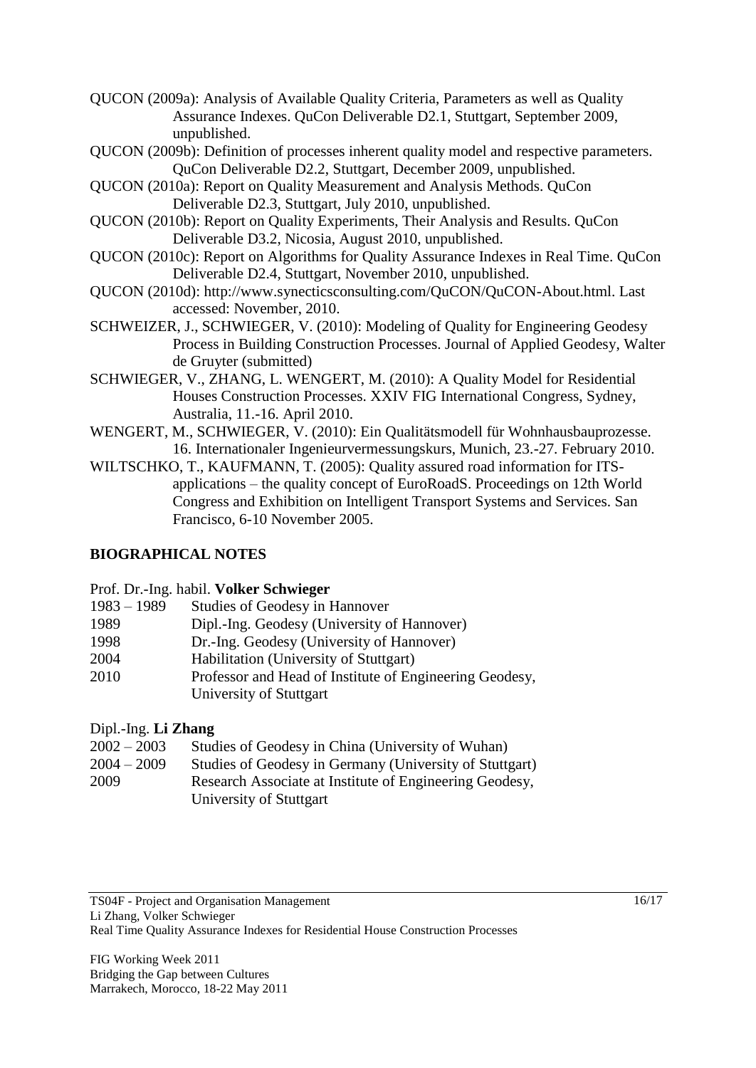QUCON (2009a): Analysis of Available Quality Criteria, Parameters as well as Quality Assurance Indexes. QuCon Deliverable D2.1, Stuttgart, September 2009, unpublished.

QUCON (2009b): Definition of processes inherent quality model and respective parameters. QuCon Deliverable D2.2, Stuttgart, December 2009, unpublished.

QUCON (2010a): Report on Quality Measurement and Analysis Methods. QuCon Deliverable D2.3, Stuttgart, July 2010, unpublished.

QUCON (2010b): Report on Quality Experiments, Their Analysis and Results. QuCon Deliverable D3.2, Nicosia, August 2010, unpublished.

QUCON (2010c): Report on Algorithms for Quality Assurance Indexes in Real Time. QuCon Deliverable D2.4, Stuttgart, November 2010, unpublished.

QUCON (2010d): http://www.synecticsconsulting.com/QuCON/QuCON-About.html. Last accessed: November, 2010.

SCHWEIZER, J., SCHWIEGER, V. (2010): Modeling of Quality for Engineering Geodesy Process in Building Construction Processes. Journal of Applied Geodesy, Walter de Gruyter (submitted)

SCHWIEGER, V., ZHANG, L. WENGERT, M. (2010): A Quality Model for Residential Houses Construction Processes. XXIV FIG International Congress, Sydney, Australia, 11.-16. April 2010.

WENGERT, M., SCHWIEGER, V. (2010): Ein Qualitätsmodell für Wohnhausbauprozesse. 16. Internationaler Ingenieurvermessungskurs, Munich, 23.-27. February 2010.

WILTSCHKO, T., KAUFMANN, T. (2005): Quality assured road information for ITS-applications – the quality concept of EuroRoadS. Proceedings on 12th World Congress and Exhibition on Intelligent Transport Systems and Services. San Francisco, 6-10 November 2005.

## BIOGRAPHICAL NOTES

Prof. Dr.-Ing. habil. **Volker Schwieger**

| | |
|---|---|
| 1983 – 1989 | Studies of Geodesy in Hannover |
| 1989 | Dipl.-Ing. Geodesy (University of Hannover) |
| 1998 | Dr.-Ing. Geodesy (University of Hannover) |
| 2004 | Habilitation (University of Stuttgart) |
| 2010 | Professor and Head of Institute of Engineering Geodesy, University of Stuttgart |

Dipl.-Ing. **Li Zhang**

| | |
|---|---|
| 2002 – 2003 | Studies of Geodesy in China (University of Wuhan) |
| 2004 – 2009 | Studies of Geodesy in Germany (University of Stuttgart) |
| 2009 | Research Associate at Institute of Engineering Geodesy, University of Stuttgart |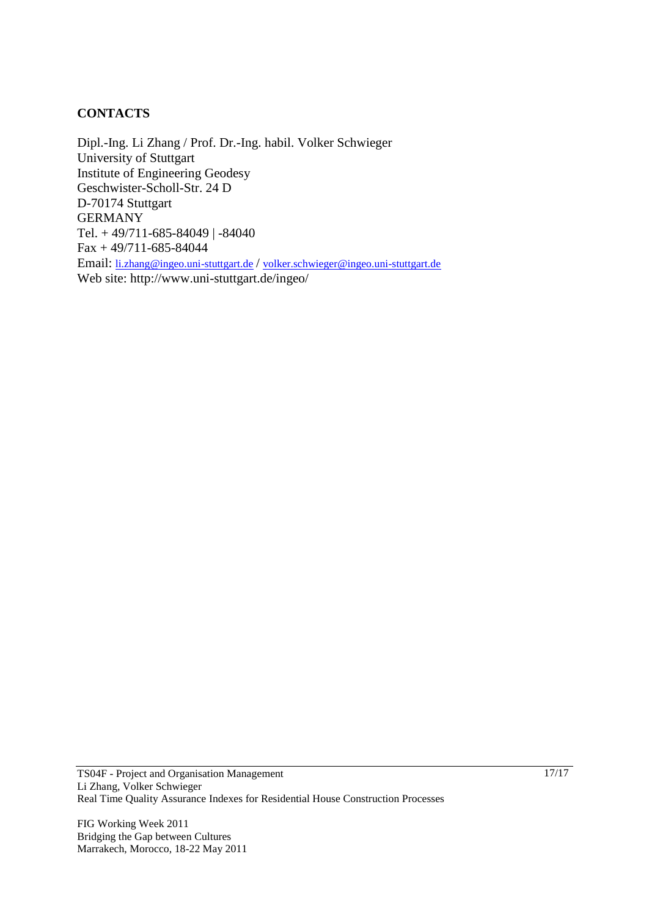## CONTACTS

Dipl.-Ing. Li Zhang / Prof. Dr.-Ing. habil. Volker Schwieger
University of Stuttgart
Institute of Engineering Geodesy
Geschwister-Scholl-Str. 24 D
D-70174 Stuttgart
GERMANY
Tel. + 49/711-685-84049 | -84040
Fax + 49/711-685-84044
Email: li.zhang@ingeo.uni-stuttgart.de / volker.schwieger@ingeo.uni-stuttgart.de
Web site: http://www.uni-stuttgart.de/ingeo/